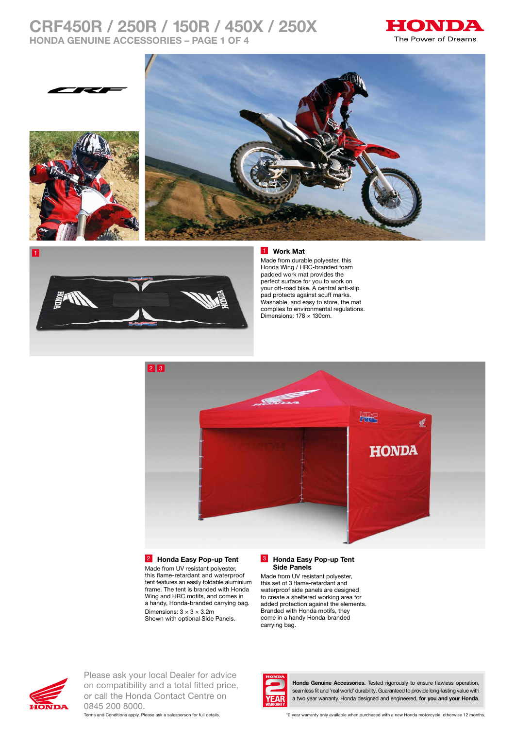# CRF450R / 250R / 150R / 450X / 250X

## HONDA GENUINE ACCESSORIES – PAGE 1 OF 4

HONDA
The Power of Dreams

### 1 Work Mat

Made from durable polyester, this Honda Wing / HRC-branded foam padded work mat provides the perfect surface for you to work on your off-road bike. A central anti-slip pad protects against scuff marks. Washable, and easy to store, the mat complies to environmental regulations. Dimensions: 178 × 130cm.

### 2 Honda Easy Pop-up Tent

Made from UV resistant polyester, this flame-retardant and waterproof tent features an easily foldable aluminium frame. The tent is branded with Honda Wing and HRC motifs, and comes in a handy, Honda-branded carrying bag.

Dimensions: 3 × 3 × 3.2m
Shown with optional Side Panels.

### 3 Honda Easy Pop-up Tent Side Panels

Made from UV resistant polyester, this set of 3 flame-retardant and waterproof side panels are designed to create a sheltered working area for added protection against the elements. Branded with Honda motifs, they come in a handy Honda-branded carrying bag.

Please ask your local Dealer for advice on compatibility and a total fitted price, or call the Honda Contact Centre on 0845 200 8000.

Terms and Conditions apply. Please ask a salesperson for full details.

**Honda Genuine Accessories.** Tested rigorously to ensure flawless operation, seamless fit and 'real world' durability. Guaranteed to provide long-lasting value with a two year warranty. Honda designed and engineered, **for you and your Honda**.

*2 year warranty only available when purchased with a new Honda motorcycle, otherwise 12 months.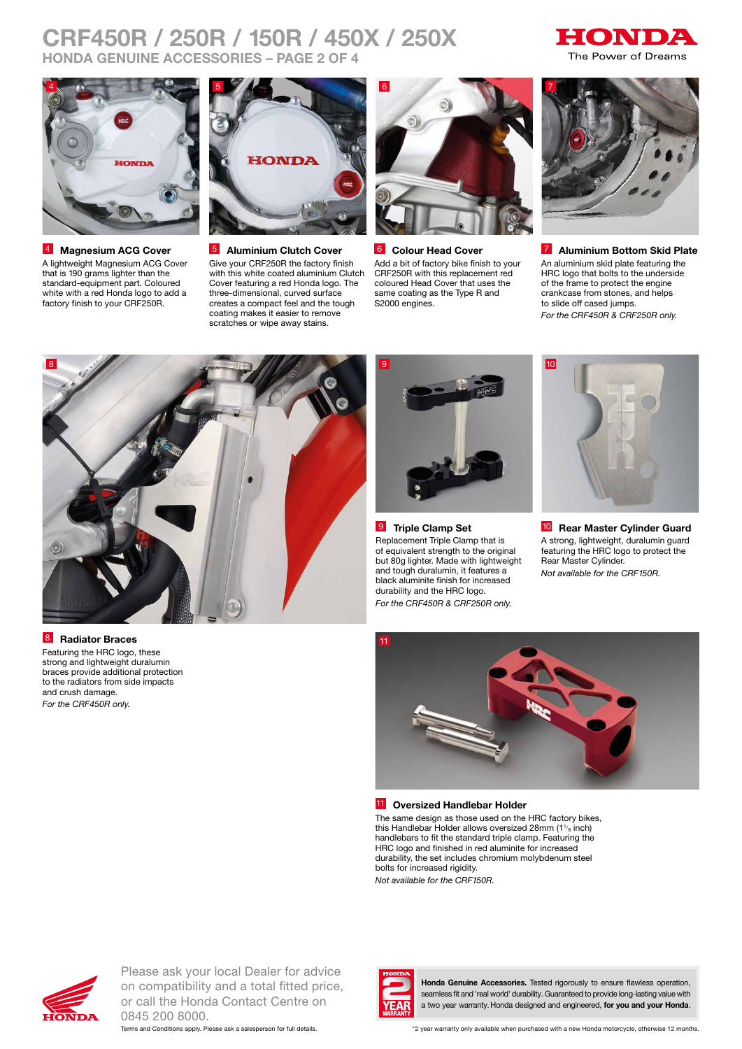# CRF450R / 250R / 150R / 450X / 250X

## HONDA GENUINE ACCESSORIES – PAGE 2 OF 4

### 4 Magnesium ACG Cover

A lightweight Magnesium ACG Cover that is 190 grams lighter than the standard-equipment part. Coloured white with a red Honda logo to add a factory finish to your CRF250R.

### 5 Aluminium Clutch Cover

Give your CRF250R the factory finish with this white coated aluminium Clutch Cover featuring a red Honda logo. The three-dimensional, curved surface creates a compact feel and the tough coating makes it easier to remove scratches or wipe away stains.

### 6 Colour Head Cover

Add a bit of factory bike finish to your CRF250R with this replacement red coloured Head Cover that uses the same coating as the Type R and S2000 engines.

### 7 Aluminium Bottom Skid Plate

An aluminium skid plate featuring the HRC logo that bolts to the underside of the frame to protect the engine crankcase from stones, and helps to slide off cased jumps.

*For the CRF450R & CRF250R only.*

### 8 Radiator Braces

Featuring the HRC logo, these strong and lightweight duralumin braces provide additional protection to the radiators from side impacts and crush damage.

*For the CRF450R only.*

### 9 Triple Clamp Set

Replacement Triple Clamp that is of equivalent strength to the original but 80g lighter. Made with lightweight and tough duralumin, it features a black aluminite finish for increased durability and the HRC logo.

*For the CRF450R & CRF250R only.*

### 10 Rear Master Cylinder Guard

A strong, lightweight, duralumin guard featuring the HRC logo to protect the Rear Master Cylinder.

*Not available for the CRF150R.*

### 11 Oversized Handlebar Holder

The same design as those used on the HRC factory bikes, this Handlebar Holder allows oversized 28mm (1$^{1}/_{8}$ inch) handlebars to fit the standard triple clamp. Featuring the HRC logo and finished in red aluminite for increased durability, the set includes chromium molybdenum steel bolts for increased rigidity.

*Not available for the CRF150R.*

Please ask your local Dealer for advice on compatibility and a total fitted price, or call the Honda Contact Centre on 0845 200 8000.

Terms and Conditions apply. Please ask a salesperson for full details.

**Honda Genuine Accessories.** Tested rigorously to ensure flawless operation, seamless fit and 'real world' durability. Guaranteed to provide long-lasting value with a two year warranty. Honda designed and engineered, **for you and your Honda**.

*2 year warranty only available when purchased with a new Honda motorcycle, otherwise 12 months.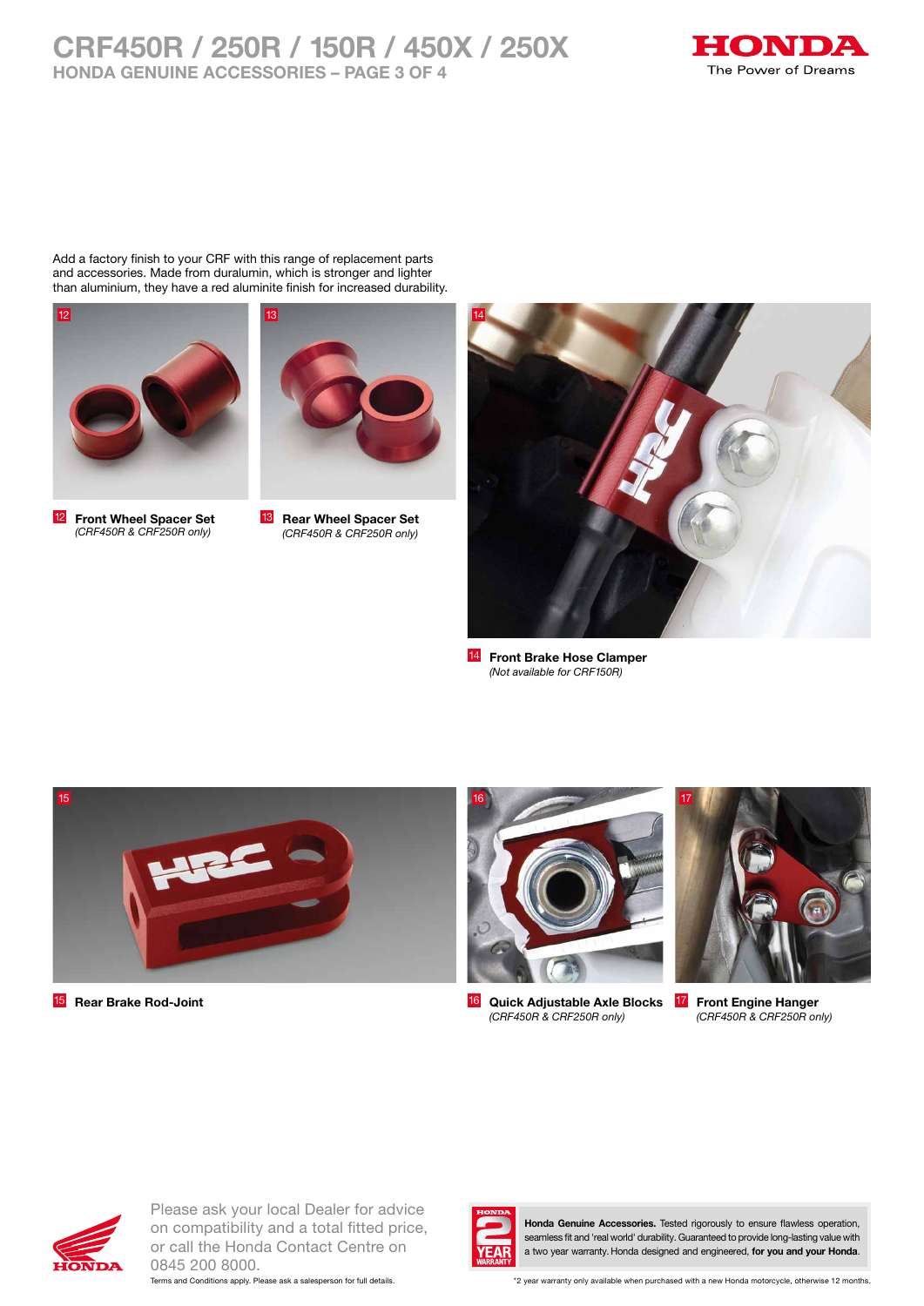# CRF450R / 250R / 150R / 450X / 250X

## HONDA GENUINE ACCESSORIES – PAGE 3 OF 4

Add a factory finish to your CRF with this range of replacement parts and accessories. Made from duralumin, which is stronger and lighter than aluminium, they have a red aluminite finish for increased durability.

12 **Front Wheel Spacer Set**
*(CRF450R & CRF250R only)*

13 **Rear Wheel Spacer Set**
*(CRF450R & CRF250R only)*

14 **Front Brake Hose Clamper**
*(Not available for CRF150R)*

15 **Rear Brake Rod-Joint**

16 **Quick Adjustable Axle Blocks**
*(CRF450R & CRF250R only)*

17 **Front Engine Hanger**
*(CRF450R & CRF250R only)*

Please ask your local Dealer for advice on compatibility and a total fitted price, or call the Honda Contact Centre on 0845 200 8000.

Terms and Conditions apply. Please ask a salesperson for full details.

**Honda Genuine Accessories.** Tested rigorously to ensure flawless operation, seamless fit and 'real world' durability. Guaranteed to provide long-lasting value with a two year warranty. Honda designed and engineered, **for you and your Honda**.

*2 year warranty only available when purchased with a new Honda motorcycle, otherwise 12 months.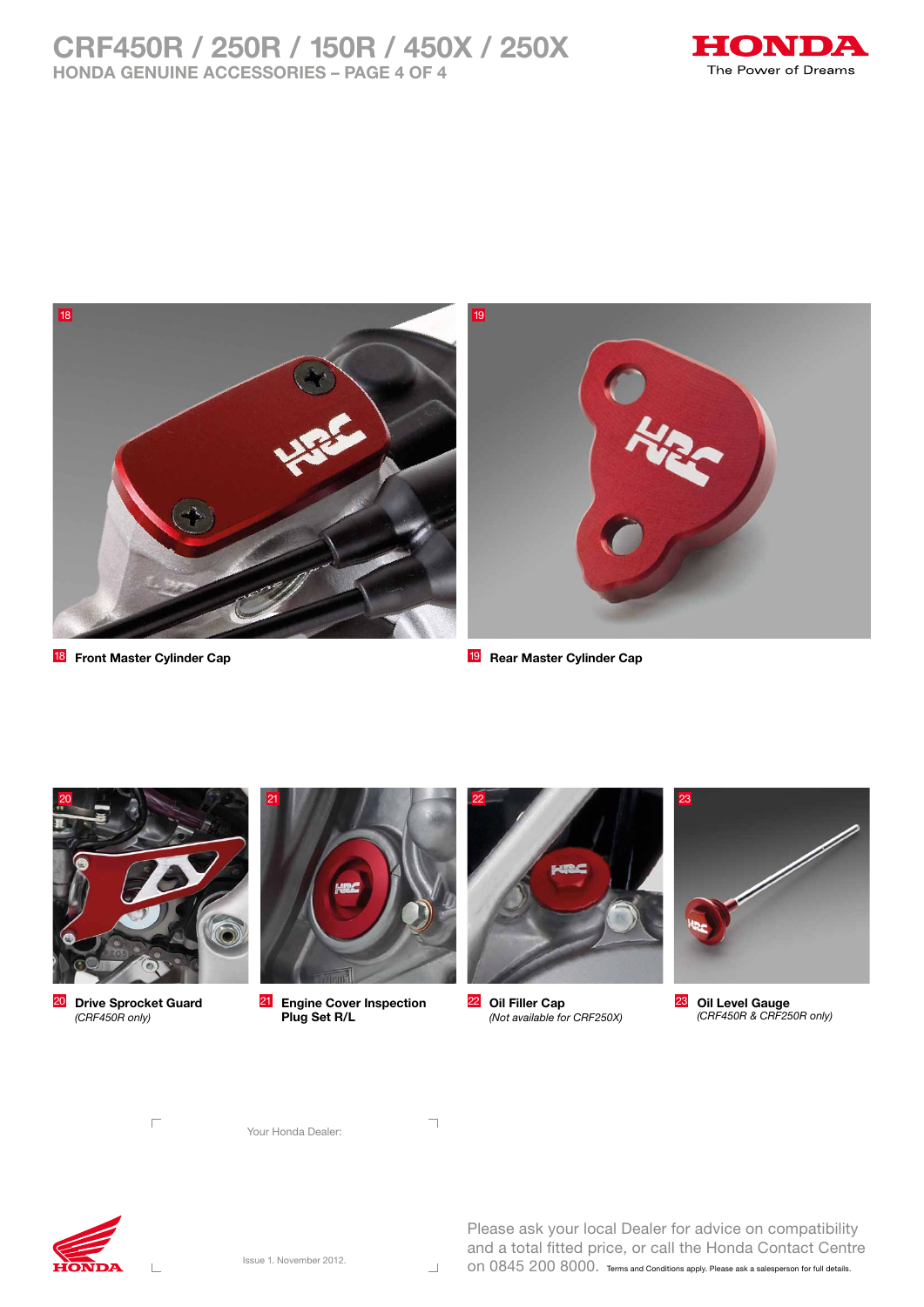# CRF450R / 250R / 150R / 450X / 250X

## HONDA GENUINE ACCESSORIES – PAGE 4 OF 4

HONDA
The Power of Dreams

**18 Front Master Cylinder Cap**

**19 Rear Master Cylinder Cap**

**20 Drive Sprocket Guard**
*(CRF450R only)*

**21 Engine Cover Inspection Plug Set R/L**

**22 Oil Filler Cap**
*(Not available for CRF250X)*

**23 Oil Level Gauge**
*(CRF450R & CRF250R only)*

Your Honda Dealer:

Issue 1. November 2012.

Please ask your local Dealer for advice on compatibility and a total fitted price, or call the Honda Contact Centre on 0845 200 8000. Terms and Conditions apply. Please ask a salesperson for full details.